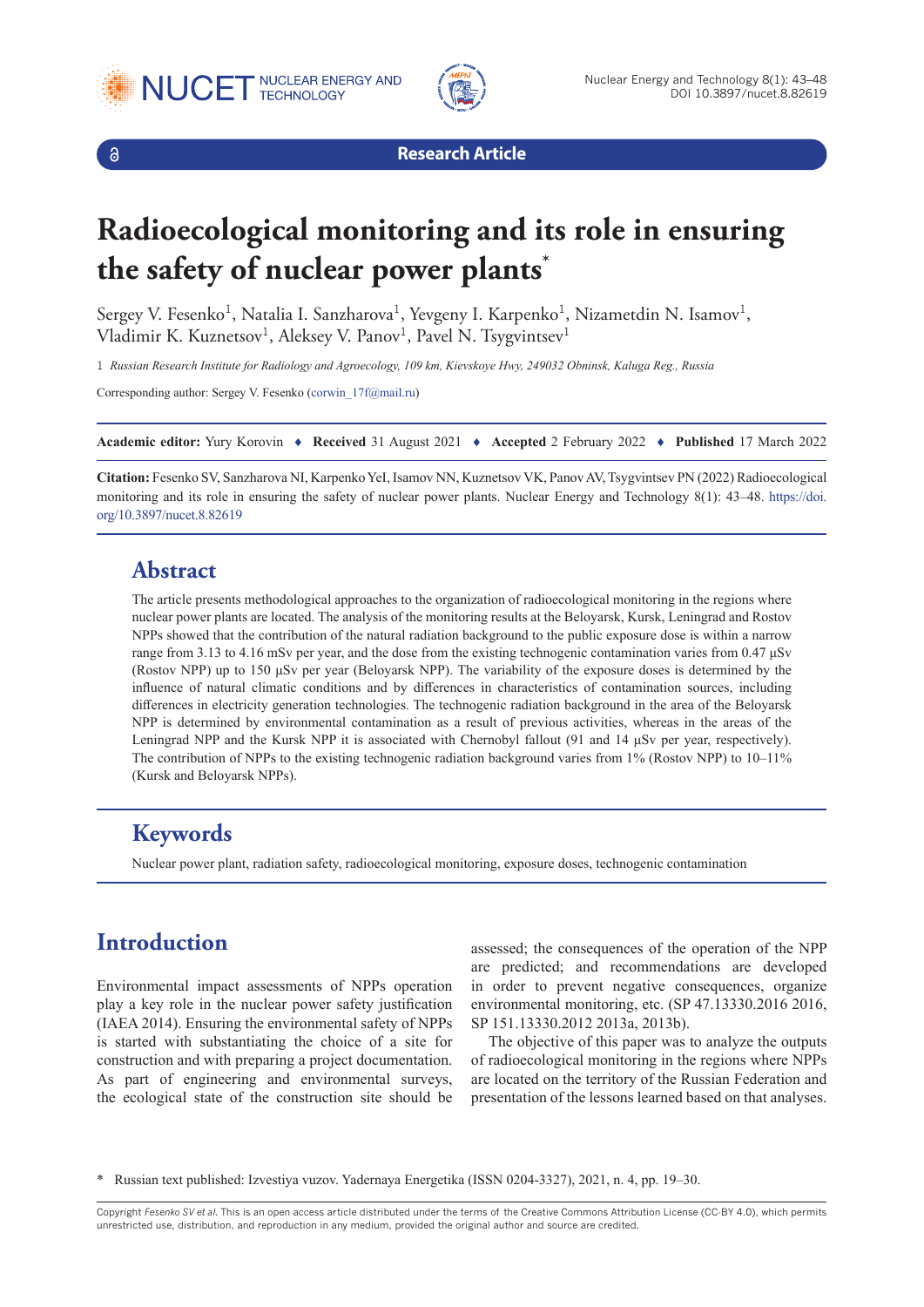Research Article

# Radioecological monitoring and its role in ensuring the safety of nuclear power plants*

Sergey V. Fesenko[1], Natalia I. Sanzharova[1], Yevgeny I. Karpenko[1], Nizametdin N. Isamov[1], Vladimir K. Kuznetsov[1], Aleksey V. Panov[1], Pavel N. Tsygvintsev[1]

1 *Russian Research Institute for Radiology and Agroecology, 109 km, Kievskoye Hwy, 249032 Obninsk, Kaluga Reg., Russia*

Corresponding author: Sergey V. Fesenko (corwin_17f@mail.ru)

**Academic editor:** Yury Korovin ♦ **Received** 31 August 2021 ♦ **Accepted** 2 February 2022 ♦ **Published** 17 March 2022

**Citation:** Fesenko SV, Sanzharova NI, Karpenko YeI, Isamov NN, Kuznetsov VK, Panov AV, Tsygvintsev PN (2022) Radioecological monitoring and its role in ensuring the safety of nuclear power plants. Nuclear Energy and Technology 8(1): 43–48. https://doi.org/10.3897/nucet.8.82619

## Abstract

The article presents methodological approaches to the organization of radioecological monitoring in the regions where nuclear power plants are located. The analysis of the monitoring results at the Beloyarsk, Kursk, Leningrad and Rostov NPPs showed that the contribution of the natural radiation background to the public exposure dose is within a narrow range from 3.13 to 4.16 mSv per year, and the dose from the existing technogenic contamination varies from 0.47 μSv (Rostov NPP) up to 150 μSv per year (Beloyarsk NPP). The variability of the exposure doses is determined by the influence of natural climatic conditions and by differences in characteristics of contamination sources, including differences in electricity generation technologies. The technogenic radiation background in the area of the Beloyarsk NPP is determined by environmental contamination as a result of previous activities, whereas in the areas of the Leningrad NPP and the Kursk NPP it is associated with Chernobyl fallout (91 and 14 μSv per year, respectively). The contribution of NPPs to the existing technogenic radiation background varies from 1% (Rostov NPP) to 10–11% (Kursk and Beloyarsk NPPs).

## Keywords

Nuclear power plant, radiation safety, radioecological monitoring, exposure doses, technogenic contamination

## Introduction

Environmental impact assessments of NPPs operation play a key role in the nuclear power safety justification (IAEA 2014). Ensuring the environmental safety of NPPs is started with substantiating the choice of a site for construction and with preparing a project documentation. As part of engineering and environmental surveys, the ecological state of the construction site should be assessed; the consequences of the operation of the NPP are predicted; and recommendations are developed in order to prevent negative consequences, organize environmental monitoring, etc. (SP 47.13330.2016 2016, SP 151.13330.2012 2013a, 2013b).

The objective of this paper was to analyze the outputs of radioecological monitoring in the regions where NPPs are located on the territory of the Russian Federation and presentation of the lessons learned based on that analyses.

* Russian text published: Izvestiya vuzov. Yadernaya Energetika (ISSN 0204-3327), 2021, n. 4, pp. 19–30.

Copyright *Fesenko SV et al.* This is an open access article distributed under the terms of the Creative Commons Attribution License (CC-BY 4.0), which permits unrestricted use, distribution, and reproduction in any medium, provided the original author and source are credited.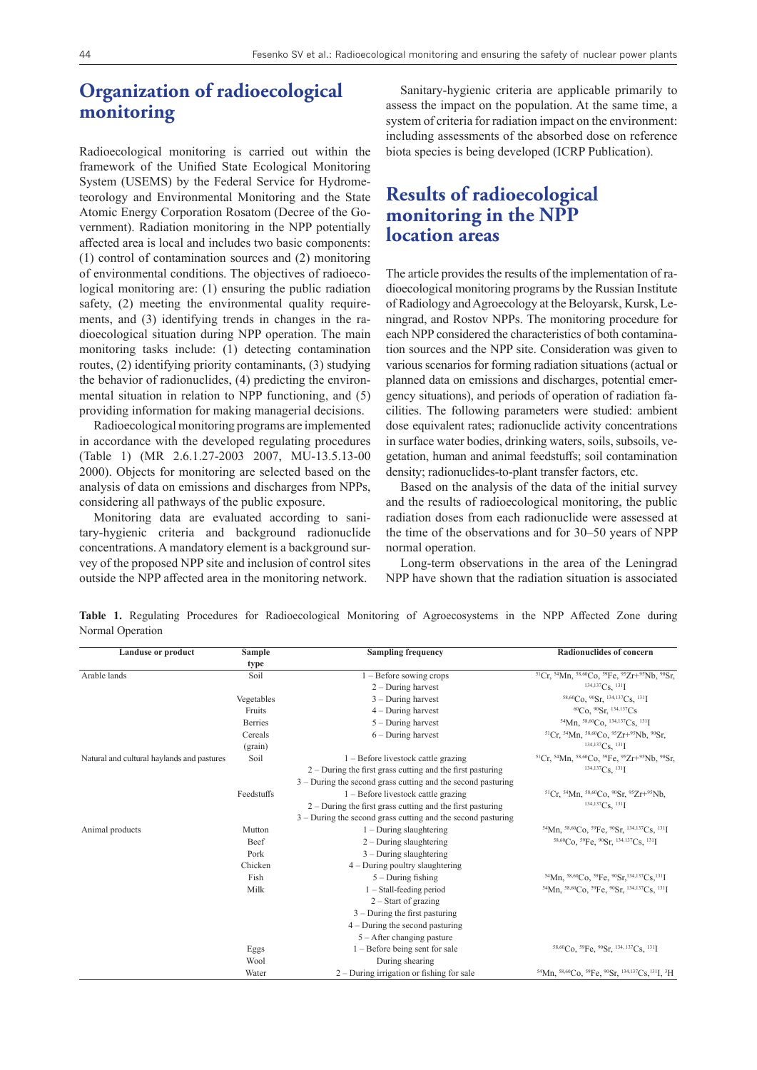## Organization of radioecological monitoring

Radioecological monitoring is carried out within the framework of the Unified State Ecological Monitoring System (USEMS) by the Federal Service for Hydrometeorology and Environmental Monitoring and the State Atomic Energy Corporation Rosatom (Decree of the Government). Radiation monitoring in the NPP potentially affected area is local and includes two basic components: (1) control of contamination sources and (2) monitoring of environmental conditions. The objectives of radioecological monitoring are: (1) ensuring the public radiation safety, (2) meeting the environmental quality requirements, and (3) identifying trends in changes in the radioecological situation during NPP operation. The main monitoring tasks include: (1) detecting contamination routes, (2) identifying priority contaminants, (3) studying the behavior of radionuclides, (4) predicting the environmental situation in relation to NPP functioning, and (5) providing information for making managerial decisions.

Radioecological monitoring programs are implemented in accordance with the developed regulating procedures (Table 1) (MR 2.6.1.27-2003 2007, MU-13.5.13-00 2000). Objects for monitoring are selected based on the analysis of data on emissions and discharges from NPPs, considering all pathways of the public exposure.

Monitoring data are evaluated according to sanitary-hygienic criteria and background radionuclide concentrations. A mandatory element is a background survey of the proposed NPP site and inclusion of control sites outside the NPP affected area in the monitoring network.

Sanitary-hygienic criteria are applicable primarily to assess the impact on the population. At the same time, a system of criteria for radiation impact on the environment: including assessments of the absorbed dose on reference biota species is being developed (ICRP Publication).

## Results of radioecological monitoring in the NPP location areas

The article provides the results of the implementation of radioecological monitoring programs by the Russian Institute of Radiology and Agroecology at the Beloyarsk, Kursk, Leningrad, and Rostov NPPs. The monitoring procedure for each NPP considered the characteristics of both contamination sources and the NPP site. Consideration was given to various scenarios for forming radiation situations (actual or planned data on emissions and discharges, potential emergency situations), and periods of operation of radiation facilities. The following parameters were studied: ambient dose equivalent rates; radionuclide activity concentrations in surface water bodies, drinking waters, soils, subsoils, vegetation, human and animal feedstuffs; soil contamination density; radionuclides-to-plant transfer factors, etc.

Based on the analysis of the data of the initial survey and the results of radioecological monitoring, the public radiation doses from each radionuclide were assessed at the time of the observations and for 30–50 years of NPP normal operation.

Long-term observations in the area of the Leningrad NPP have shown that the radiation situation is associated

**Table 1.** Regulating Procedures for Radioecological Monitoring of Agroecosystems in the NPP Affected Zone during Normal Operation

| Landuse or product | Sample type | Sampling frequency | Radionuclides of concern |
|---|---|---|---|
| Arable lands | Soil | 1 – Before sowing crops | $^{51}$Cr, $^{54}$Mn, $^{58,60}$Co, $^{59}$Fe, $^{95}$Zr+$^{95}$Nb, $^{90}$Sr, $^{134,137}$Cs, $^{131}$I |
| | | 2 – During harvest | |
| | Vegetables | 3 – During harvest | $^{58,60}$Co, $^{90}$Sr, $^{134,137}$Cs, $^{131}$I |
| | Fruits | 4 – During harvest | $^{60}$Co, $^{90}$Sr, $^{134,137}$Cs |
| | Berries | 5 – During harvest | $^{54}$Mn, $^{58,60}$Co, $^{134,137}$Cs, $^{131}$I |
| | Cereals (grain) | 6 – During harvest | $^{51}$Cr, $^{54}$Mn, $^{58,60}$Co, $^{95}$Zr+$^{95}$Nb, $^{90}$Sr, $^{134,137}$Cs, $^{131}$I |
| Natural and cultural haylands and pastures | Soil | 1 – Before livestock cattle grazing | $^{51}$Cr, $^{54}$Mn, $^{58,60}$Co, $^{59}$Fe, $^{95}$Zr+$^{95}$Nb, $^{90}$Sr, $^{134,137}$Cs, $^{131}$I |
| | | 2 – During the first grass cutting and the first pasturing | |
| | | 3 – During the second grass cutting and the second pasturing | |
| | Feedstuffs | 1 – Before livestock cattle grazing | $^{51}$Cr, $^{54}$Mn, $^{58,60}$Co, $^{90}$Sr, $^{95}$Zr+$^{95}$Nb, $^{134,137}$Cs, $^{131}$I |
| | | 2 – During the first grass cutting and the first pasturing | |
| | | 3 – During the second grass cutting and the second pasturing | |
| Animal products | Mutton | 1 – During slaughtering | $^{54}$Mn, $^{58,60}$Co, $^{59}$Fe, $^{90}$Sr, $^{134,137}$Cs, $^{131}$I |
| | Beef | 2 – During slaughtering | $^{58,60}$Co, $^{59}$Fe, $^{90}$Sr, $^{134,137}$Cs, $^{131}$I |
| | Pork | 3 – During slaughtering | |
| | Chicken | 4 – During poultry slaughtering | |
| | Fish | 5 – During fishing | $^{54}$Mn, $^{58,60}$Co, $^{59}$Fe, $^{90}$Sr, $^{134,137}$Cs, $^{131}$I |
| | Milk | 1 – Stall-feeding period | $^{54}$Mn, $^{58,60}$Co, $^{59}$Fe, $^{90}$Sr, $^{134,137}$Cs, $^{131}$I |
| | | 2 – Start of grazing | |
| | | 3 – During the first pasturing | |
| | | 4 – During the second pasturing | |
| | | 5 – After changing pasture | |
| | Eggs | 1 – Before being sent for sale | $^{58,60}$Co, $^{59}$Fe, $^{90}$Sr, $^{134,137}$Cs, $^{131}$I |
| | Wool | During shearing | |
| | Water | 2 – During irrigation or fishing for sale | $^{54}$Mn, $^{58,60}$Co, $^{59}$Fe, $^{90}$Sr, $^{134,137}$Cs, $^{131}$I, $^{3}$H |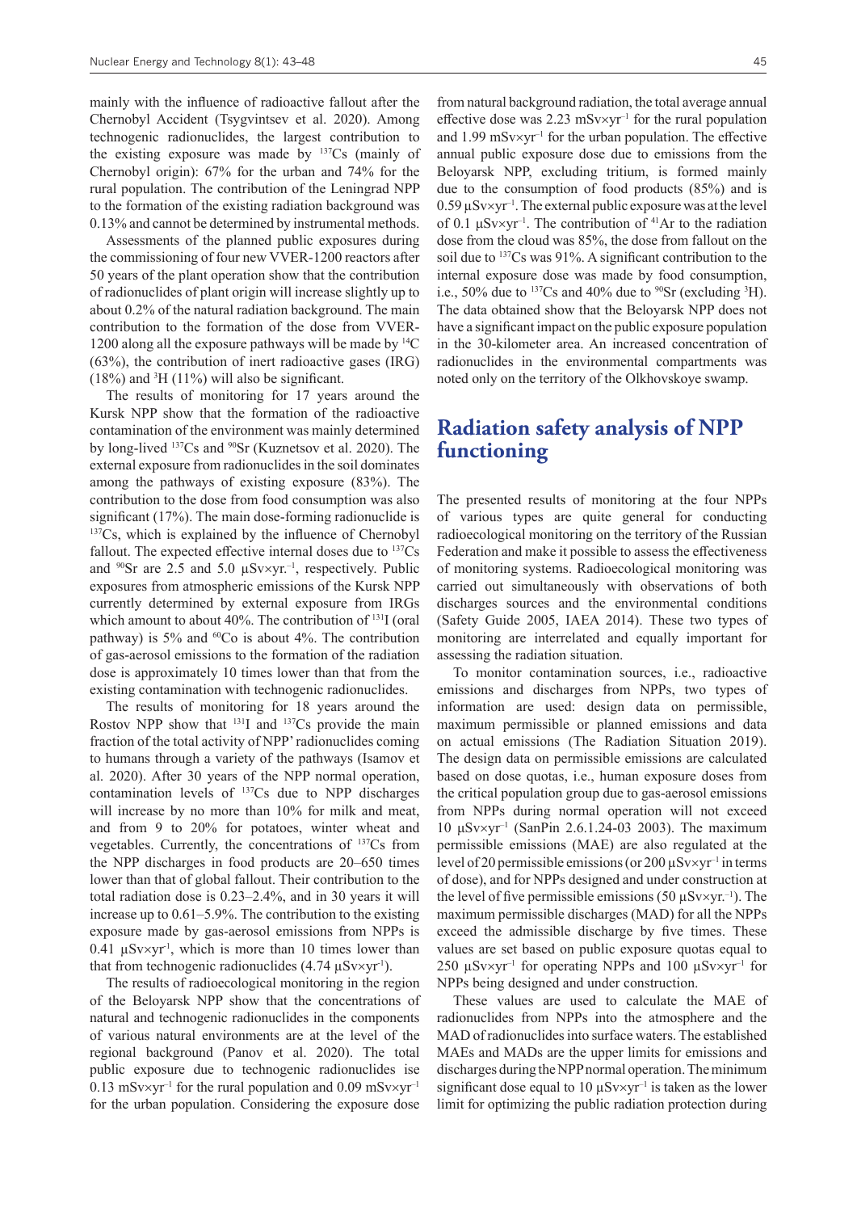mainly with the influence of radioactive fallout after the Chernobyl Accident (Tsygvintsev et al. 2020). Among technogenic radionuclides, the largest contribution to the existing exposure was made by $^{137}Cs$ (mainly of Chernobyl origin): 67% for the urban and 74% for the rural population. The contribution of the Leningrad NPP to the formation of the existing radiation background was 0.13% and cannot be determined by instrumental methods.

Assessments of the planned public exposures during the commissioning of four new VVER-1200 reactors after 50 years of the plant operation show that the contribution of radionuclides of plant origin will increase slightly up to about 0.2% of the natural radiation background. The main contribution to the formation of the dose from VVER-1200 along all the exposure pathways will be made by $^{14}C$ (63%), the contribution of inert radioactive gases (IRG) (18%) and $^{3}H$ (11%) will also be significant.

The results of monitoring for 17 years around the Kursk NPP show that the formation of the radioactive contamination of the environment was mainly determined by long-lived $^{137}Cs$ and $^{90}Sr$ (Kuznetsov et al. 2020). The external exposure from radionuclides in the soil dominates among the pathways of existing exposure (83%). The contribution to the dose from food consumption was also significant (17%). The main dose-forming radionuclide is $^{137}Cs$, which is explained by the influence of Chernobyl fallout. The expected effective internal doses due to $^{137}Cs$ and $^{90}Sr$ are 2.5 and 5.0 μSv×yr.$^{-1}$, respectively. Public exposures from atmospheric emissions of the Kursk NPP currently determined by external exposure from IRGs which amount to about 40%. The contribution of $^{131}I$ (oral pathway) is 5% and $^{60}Co$ is about 4%. The contribution of gas-aerosol emissions to the formation of the radiation dose is approximately 10 times lower than that from the existing contamination with technogenic radionuclides.

The results of monitoring for 18 years around the Rostov NPP show that $^{131}I$ and $^{137}Cs$ provide the main fraction of the total activity of NPP' radionuclides coming to humans through a variety of the pathways (Isamov et al. 2020). After 30 years of the NPP normal operation, contamination levels of $^{137}Cs$ due to NPP discharges will increase by no more than 10% for milk and meat, and from 9 to 20% for potatoes, winter wheat and vegetables. Currently, the concentrations of $^{137}Cs$ from the NPP discharges in food products are 20–650 times lower than that of global fallout. Their contribution to the total radiation dose is 0.23–2.4%, and in 30 years it will increase up to 0.61–5.9%. The contribution to the existing exposure made by gas-aerosol emissions from NPPs is 0.41 μSv×yr$^{-1}$, which is more than 10 times lower than that from technogenic radionuclides (4.74 μSv×yr$^{-1}$).

The results of radioecological monitoring in the region of the Beloyarsk NPP show that the concentrations of natural and technogenic radionuclides in the components of various natural environments are at the level of the regional background (Panov et al. 2020). The total public exposure due to technogenic radionuclides ise 0.13 mSv×yr$^{-1}$ for the rural population and 0.09 mSv×yr$^{-1}$ for the urban population. Considering the exposure dose from natural background radiation, the total average annual effective dose was 2.23 mSv×yr$^{-1}$ for the rural population and 1.99 mSv×yr$^{-1}$ for the urban population. The effective annual public exposure dose due to emissions from the Beloyarsk NPP, excluding tritium, is formed mainly due to the consumption of food products (85%) and is 0.59 μSv×yr$^{-1}$. The external public exposure was at the level of 0.1 μSv×yr$^{-1}$. The contribution of $^{41}Ar$ to the radiation dose from the cloud was 85%, the dose from fallout on the soil due to $^{137}Cs$ was 91%. A significant contribution to the internal exposure dose was made by food consumption, i.e., 50% due to $^{137}Cs$ and 40% due to $^{90}Sr$ (excluding $^{3}H$). The data obtained show that the Beloyarsk NPP does not have a significant impact on the public exposure population in the 30-kilometer area. An increased concentration of radionuclides in the environmental compartments was noted only on the territory of the Olkhovskoye swamp.

## Radiation safety analysis of NPP functioning

The presented results of monitoring at the four NPPs of various types are quite general for conducting radioecological monitoring on the territory of the Russian Federation and make it possible to assess the effectiveness of monitoring systems. Radioecological monitoring was carried out simultaneously with observations of both discharges sources and the environmental conditions (Safety Guide 2005, IAEA 2014). These two types of monitoring are interrelated and equally important for assessing the radiation situation.

To monitor contamination sources, i.e., radioactive emissions and discharges from NPPs, two types of information are used: design data on permissible, maximum permissible or planned emissions and data on actual emissions (The Radiation Situation 2019). The design data on permissible emissions are calculated based on dose quotas, i.e., human exposure doses from the critical population group due to gas-aerosol emissions from NPPs during normal operation will not exceed 10 μSv×yr$^{-1}$ (SanPin 2.6.1.24-03 2003). The maximum permissible emissions (MAE) are also regulated at the level of 20 permissible emissions (or 200 μSv×yr$^{-1}$ in terms of dose), and for NPPs designed and under construction at the level of five permissible emissions (50 μSv×yr.$^{-1}$). The maximum permissible discharges (MAD) for all the NPPs exceed the admissible discharge by five times. These values are set based on public exposure quotas equal to 250 μSv×yr$^{-1}$ for operating NPPs and 100 μSv×yr$^{-1}$ for NPPs being designed and under construction.

These values are used to calculate the MAE of radionuclides from NPPs into the atmosphere and the MAD of radionuclides into surface waters. The established MAEs and MADs are the upper limits for emissions and discharges during the NPP normal operation. The minimum significant dose equal to 10 μSv×yr$^{-1}$ is taken as the lower limit for optimizing the public radiation protection during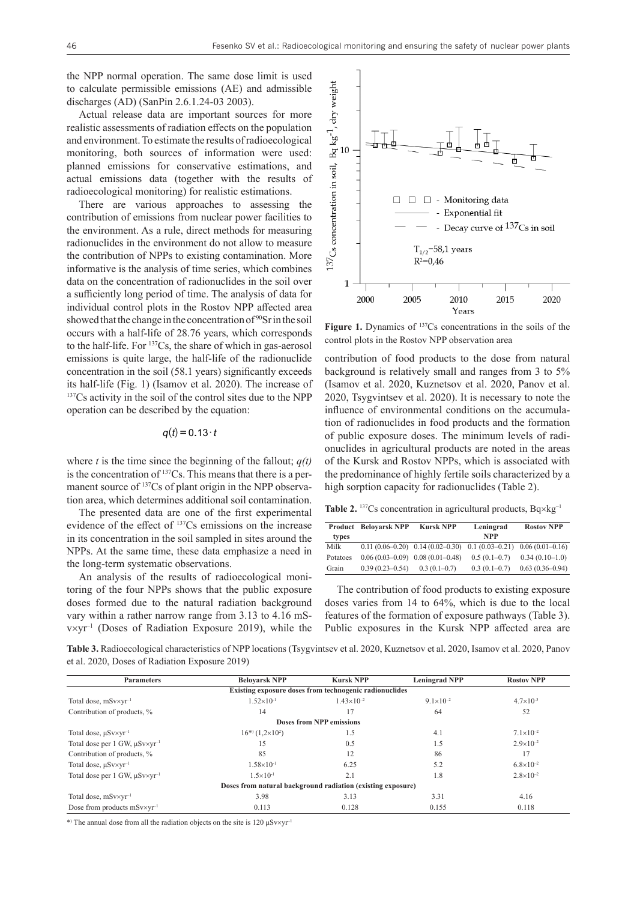the NPP normal operation. The same dose limit is used to calculate permissible emissions (AE) and admissible discharges (AD) (SanPin 2.6.1.24-03 2003).

Actual release data are important sources for more realistic assessments of radiation effects on the population and environment. To estimate the results of radioecological monitoring, both sources of information were used: planned emissions for conservative estimations, and actual emissions data (together with the results of radioecological monitoring) for realistic estimations.

There are various approaches to assessing the contribution of emissions from nuclear power facilities to the environment. As a rule, direct methods for measuring radionuclides in the environment do not allow to measure the contribution of NPPs to existing contamination. More informative is the analysis of time series, which combines data on the concentration of radionuclides in the soil over a sufficiently long period of time. The analysis of data for individual control plots in the Rostov NPP affected area showed that the change in the concentration of $^{90}Sr$ in the soil occurs with a half-life of 28.76 years, which corresponds to the half-life. For $^{137}Cs$, the share of which in gas-aerosol emissions is quite large, the half-life of the radionuclide concentration in the soil (58.1 years) significantly exceeds its half-life (Fig. 1) (Isamov et al. 2020). The increase of $^{137}Cs$ activity in the soil of the control sites due to the NPP operation can be described by the equation:

$$q(t) = 0.13 \cdot t$$

where $t$ is the time since the beginning of the fallout; $q(t)$ is the concentration of $^{137}Cs$. This means that there is a permanent source of $^{137}Cs$ of plant origin in the NPP observation area, which determines additional soil contamination.

The presented data are one of the first experimental evidence of the effect of $^{137}Cs$ emissions on the increase in its concentration in the soil sampled in sites around the NPPs. At the same time, these data emphasize a need in the long-term systematic observations.

An analysis of the results of radioecological monitoring of the four NPPs shows that the public exposure doses formed due to the natural radiation background vary within a rather narrow range from 3.13 to 4.16 mSv×yr$^{-1}$ (Doses of Radiation Exposure 2019), while the contribution of food products to the dose from natural background is relatively small and ranges from 3 to 5% (Isamov et al. 2020, Kuznetsov et al. 2020, Panov et al. 2020, Tsygvintsev et al. 2020). It is necessary to note the influence of environmental conditions on the accumulation of radionuclides in food products and the formation of public exposure doses. The minimum levels of radionuclides in agricultural products are noted in the areas of the Kursk and Rostov NPPs, which is associated with the predominance of highly fertile soils characterized by a high sorption capacity for radionuclides (Table 2).

**Figure 1.** Dynamics of $^{137}Cs$ concentrations in the soils of the control plots in the Rostov NPP observation area

**Table 2.** $^{137}Cs$ concentration in agricultural products, Bq×kg$^{-1}$

| Product types | Beloyarsk NPP | Kursk NPP | Leningrad NPP | Rostov NPP |
|---|---|---|---|---|
| Milk | 0.11 (0.06–0.20) | 0.14 (0.02–0.30) | 0.1 (0.03–0.21) | 0.06 (0.01–0.16) |
| Potatoes | 0.06 (0.03–0.09) | 0.08 (0.01–0.48) | 0.5 (0.1–0.7) | 0.34 (0.10–1.0) |
| Grain | 0.39 (0.23–0.54) | 0.3 (0.1–0.7) | 0.3 (0.1–0.7) | 0.63 (0.36–0.94) |

The contribution of food products to existing exposure doses varies from 14 to 64%, which is due to the local features of the formation of exposure pathways (Table 3). Public exposures in the Kursk NPP affected area are

**Table 3.** Radioecological characteristics of NPP locations (Tsygvintsev et al. 2020, Kuznetsov et al. 2020, Isamov et al. 2020, Panov et al. 2020, Doses of Radiation Exposure 2019)

| Parameters | Beloyarsk NPP | Kursk NPP | Leningrad NPP | Rostov NPP |
|---|---|---|---|---|
| **Existing exposure doses from technogenic radionuclides** | | | | |
| Total dose, mSv×yr$^{-1}$ | $1.52\times10^{-1}$ | $1.43\times10^{-2}$ | $9.1\times10^{-2}$ | $4.7\times10^{-3}$ |
| Contribution of products, % | 14 | 17 | 64 | 52 |
| **Doses from NPP emissions** | | | | |
| Total dose, µSv×yr$^{-1}$ | 16*) ($1{,}2\times10^{2}$) | 1.5 | 4.1 | $7.1\times10^{-2}$ |
| Total dose per 1 GW, µSv×yr$^{-1}$ | 15 | 0.5 | 1.5 | $2.9\times10^{-2}$ |
| Contribution of products, % | 85 | 12 | 86 | 17 |
| Total dose, µSv×yr$^{-1}$ | $1.58\times10^{-1}$ | 6.25 | 5.2 | $6.8\times10^{-2}$ |
| Total dose per 1 GW, µSv×yr$^{-1}$ | $1.5\times10^{-1}$ | 2.1 | 1.8 | $2.8\times10^{-2}$ |
| **Doses from natural background radiation (existing exposure)** | | | | |
| Total dose, mSv×yr$^{-1}$ | 3.98 | 3.13 | 3.31 | 4.16 |
| Dose from products mSv×yr$^{-1}$ | 0.113 | 0.128 | 0.155 | 0.118 |

*) The annual dose from all the radiation objects on the site is 120 µSv×yr$^{-1}$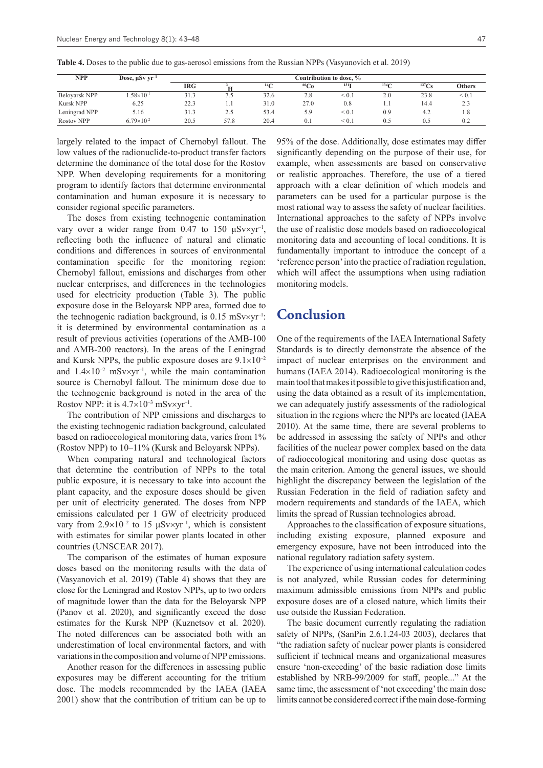**Table 4.** Doses to the public due to gas-aerosol emissions from the Russian NPPs (Vasyanovich et al. 2019)

| NPP | Dose, μSv yr$^{-1}$ | Contribution to dose, % | | | | | | | |
|---|---|---|---|---|---|---|---|---|---|
| | | IRG | $^{3}$H | $^{14}$C | $^{60}$Co | $^{131}$I | $^{134}$C | $^{137}$Cs | Others |
| Beloyarsk NPP | $1.58\times10^{-1}$ | 31.3 | 7.5 | 32.6 | 2.8 | < 0.1 | 2.0 | 23.8 | < 0.1 |
| Kursk NPP | 6.25 | 22.3 | 1.1 | 31.0 | 27.0 | 0.8 | 1.1 | 14.4 | 2.3 |
| Leningrad NPP | 5.16 | 31.3 | 2.5 | 53.4 | 5.9 | < 0.1 | 0.9 | 4.2 | 1.8 |
| Rostov NPP | $6.79\times10^{-2}$ | 20.5 | 57.8 | 20.4 | 0.1 | < 0.1 | 0.5 | 0.5 | 0.2 |

largely related to the impact of Chernobyl fallout. The low values of the radionuclide-to-product transfer factors determine the dominance of the total dose for the Rostov NPP. When developing requirements for a monitoring program to identify factors that determine environmental contamination and human exposure it is necessary to consider regional specific parameters.

The doses from existing technogenic contamination vary over a wider range from 0.47 to 150 μSv×yr$^{-1}$, reflecting both the influence of natural and climatic conditions and differences in sources of environmental contamination specific for the monitoring region: Chernobyl fallout, emissions and discharges from other nuclear enterprises, and differences in the technologies used for electricity production (Table 3). The public exposure dose in the Beloyarsk NPP area, formed due to the technogenic radiation background, is 0.15 mSv×yr$^{-1}$: it is determined by environmental contamination as a result of previous activities (operations of the AMB-100 and AMB-200 reactors). In the areas of the Leningrad and Kursk NPPs, the public exposure doses are $9.1\times10^{-2}$ and $1.4\times10^{-2}$ mSv×yr$^{-1}$, while the main contamination source is Chernobyl fallout. The minimum dose due to the technogenic background is noted in the area of the Rostov NPP: it is $4.7\times10^{-3}$ mSv×yr$^{-1}$.

The contribution of NPP emissions and discharges to the existing technogenic radiation background, calculated based on radioecological monitoring data, varies from 1% (Rostov NPP) to 10–11% (Kursk and Beloyarsk NPPs).

When comparing natural and technological factors that determine the contribution of NPPs to the total public exposure, it is necessary to take into account the plant capacity, and the exposure doses should be given per unit of electricity generated. The doses from NPP emissions calculated per 1 GW of electricity produced vary from $2.9\times10^{-2}$ to 15 μSv×yr$^{-1}$, which is consistent with estimates for similar power plants located in other countries (UNSCEAR 2017).

The comparison of the estimates of human exposure doses based on the monitoring results with the data of (Vasyanovich et al. 2019) (Table 4) shows that they are close for the Leningrad and Rostov NPPs, up to two orders of magnitude lower than the data for the Beloyarsk NPP (Panov et al. 2020), and significantly exceed the dose estimates for the Kursk NPP (Kuznetsov et al. 2020). The noted differences can be associated both with an underestimation of local environmental factors, and with variations in the composition and volume of NPP emissions.

Another reason for the differences in assessing public exposures may be different accounting for the tritium dose. The models recommended by the IAEA (IAEA 2001) show that the contribution of tritium can be up to 95% of the dose. Additionally, dose estimates may differ significantly depending on the purpose of their use, for example, when assessments are based on conservative or realistic approaches. Therefore, the use of a tiered approach with a clear definition of which models and parameters can be used for a particular purpose is the most rational way to assess the safety of nuclear facilities. International approaches to the safety of NPPs involve the use of realistic dose models based on radioecological monitoring data and accounting of local conditions. It is fundamentally important to introduce the concept of a 'reference person' into the practice of radiation regulation, which will affect the assumptions when using radiation monitoring models.

# Conclusion

One of the requirements of the IAEA International Safety Standards is to directly demonstrate the absence of the impact of nuclear enterprises on the environment and humans (IAEA 2014). Radioecological monitoring is the main tool that makes it possible to give this justification and, using the data obtained as a result of its implementation, we can adequately justify assessments of the radiological situation in the regions where the NPPs are located (IAEA 2010). At the same time, there are several problems to be addressed in assessing the safety of NPPs and other facilities of the nuclear power complex based on the data of radioecological monitoring and using dose quotas as the main criterion. Among the general issues, we should highlight the discrepancy between the legislation of the Russian Federation in the field of radiation safety and modern requirements and standards of the IAEA, which limits the spread of Russian technologies abroad.

Approaches to the classification of exposure situations, including existing exposure, planned exposure and emergency exposure, have not been introduced into the national regulatory radiation safety system.

The experience of using international calculation codes is not analyzed, while Russian codes for determining maximum admissible emissions from NPPs and public exposure doses are of a closed nature, which limits their use outside the Russian Federation.

The basic document currently regulating the radiation safety of NPPs, (SanPin 2.6.1.24-03 2003), declares that "the radiation safety of nuclear power plants is considered sufficient if technical means and organizational measures ensure 'non-exceeding' of the basic radiation dose limits established by NRB-99/2009 for staff, people..." At the same time, the assessment of 'not exceeding' the main dose limits cannot be considered correct if the main dose-forming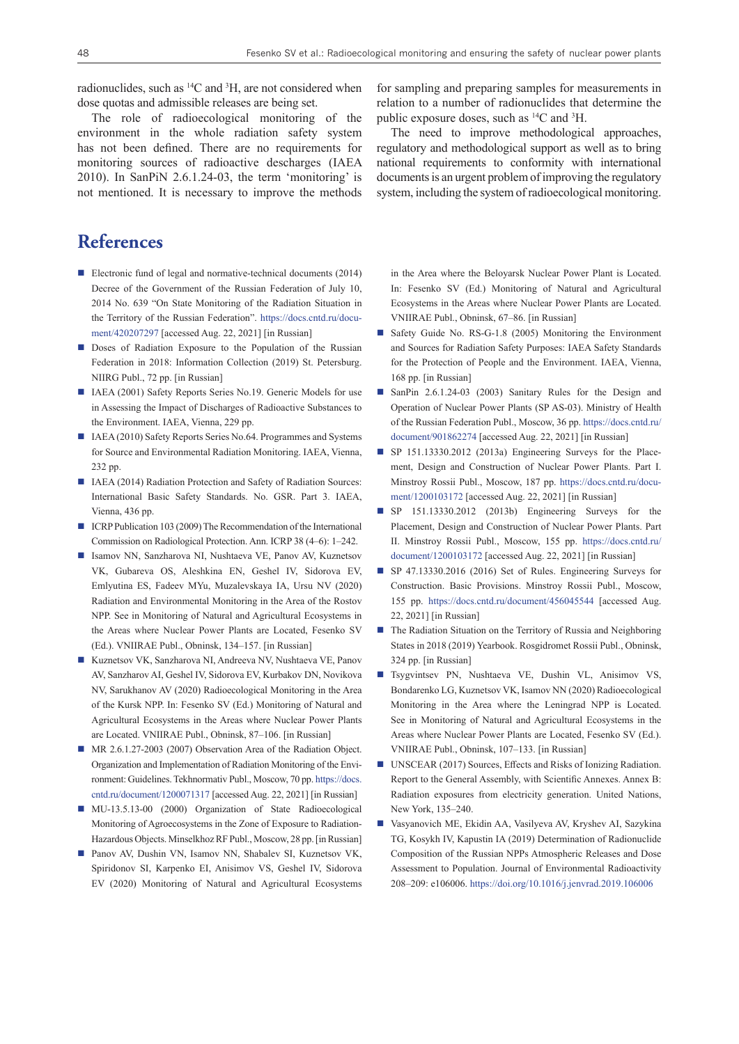radionuclides, such as $^{14}C$ and $^{3}H$, are not considered when dose quotas and admissible releases are being set.

The role of radioecological monitoring of the environment in the whole radiation safety system has not been defined. There are no requirements for monitoring sources of radioactive descharges (IAEA 2010). In SanPiN 2.6.1.24-03, the term 'monitoring' is not mentioned. It is necessary to improve the methods for sampling and preparing samples for measurements in relation to a number of radionuclides that determine the public exposure doses, such as $^{14}C$ and $^{3}H$.

The need to improve methodological approaches, regulatory and methodological support as well as to bring national requirements to conformity with international documents is an urgent problem of improving the regulatory system, including the system of radioecological monitoring.

# References

- Electronic fund of legal and normative-technical documents (2014) Decree of the Government of the Russian Federation of July 10, 2014 No. 639 "On State Monitoring of the Radiation Situation in the Territory of the Russian Federation". https://docs.cntd.ru/document/420207297 [accessed Aug. 22, 2021] [in Russian]
- Doses of Radiation Exposure to the Population of the Russian Federation in 2018: Information Collection (2019) St. Petersburg. NIIRG Publ., 72 pp. [in Russian]
- IAEA (2001) Safety Reports Series No.19. Generic Models for use in Assessing the Impact of Discharges of Radioactive Substances to the Environment. IAEA, Vienna, 229 pp.
- IAEA (2010) Safety Reports Series No.64. Programmes and Systems for Source and Environmental Radiation Monitoring. IAEA, Vienna, 232 pp.
- IAEA (2014) Radiation Protection and Safety of Radiation Sources: International Basic Safety Standards. No. GSR. Part 3. IAEA, Vienna, 436 pp.
- ICRP Publication 103 (2009) The Recommendation of the International Commission on Radiological Protection. Ann. ICRP 38 (4–6): 1–242.
- Isamov NN, Sanzharova NI, Nushtaeva VE, Panov AV, Kuznetsov VK, Gubareva OS, Aleshkina EN, Geshel IV, Sidorova EV, Emlyutina ES, Fadeev MYu, Muzalevskaya IA, Ursu NV (2020) Radiation and Environmental Monitoring in the Area of the Rostov NPP. See in Monitoring of Natural and Agricultural Ecosystems in the Areas where Nuclear Power Plants are Located, Fesenko SV (Ed.). VNIIRAE Publ., Obninsk, 134–157. [in Russian]
- Kuznetsov VK, Sanzharova NI, Andreeva NV, Nushtaeva VE, Panov AV, Sanzharov AI, Geshel IV, Sidorova EV, Kurbakov DN, Novikova NV, Sarukhanov AV (2020) Radioecological Monitoring in the Area of the Kursk NPP. In: Fesenko SV (Ed.) Monitoring of Natural and Agricultural Ecosystems in the Areas where Nuclear Power Plants are Located. VNIIRAE Publ., Obninsk, 87–106. [in Russian]
- MR 2.6.1.27-2003 (2007) Observation Area of the Radiation Object. Organization and Implementation of Radiation Monitoring of the Environment: Guidelines. Tekhnormativ Publ., Moscow, 70 pp. https://docs.cntd.ru/document/1200071317 [accessed Aug. 22, 2021] [in Russian]
- MU-13.5.13-00 (2000) Organization of State Radioecological Monitoring of Agroecosystems in the Zone of Exposure to Radiation-Hazardous Objects. Minselkhoz RF Publ., Moscow, 28 pp. [in Russian]
- Panov AV, Dushin VN, Isamov NN, Shabalev SI, Kuznetsov VK, Spiridonov SI, Karpenko EI, Anisimov VS, Geshel IV, Sidorova EV (2020) Monitoring of Natural and Agricultural Ecosystems in the Area where the Beloyarsk Nuclear Power Plant is Located. In: Fesenko SV (Ed.) Monitoring of Natural and Agricultural Ecosystems in the Areas where Nuclear Power Plants are Located. VNIIRAE Publ., Obninsk, 67–86. [in Russian]
- Safety Guide No. RS-G-1.8 (2005) Monitoring the Environment and Sources for Radiation Safety Purposes: IAEA Safety Standards for the Protection of People and the Environment. IAEA, Vienna, 168 pp. [in Russian]
- SanPin 2.6.1.24-03 (2003) Sanitary Rules for the Design and Operation of Nuclear Power Plants (SP AS-03). Ministry of Health of the Russian Federation Publ., Moscow, 36 pp. https://docs.cntd.ru/document/901862274 [accessed Aug. 22, 2021] [in Russian]
- SP 151.13330.2012 (2013a) Engineering Surveys for the Placement, Design and Construction of Nuclear Power Plants. Part I. Minstroy Rossii Publ., Moscow, 187 pp. https://docs.cntd.ru/document/1200103172 [accessed Aug. 22, 2021] [in Russian]
- SP 151.13330.2012 (2013b) Engineering Surveys for the Placement, Design and Construction of Nuclear Power Plants. Part II. Minstroy Rossii Publ., Moscow, 155 pp. https://docs.cntd.ru/document/1200103172 [accessed Aug. 22, 2021] [in Russian]
- SP 47.13330.2016 (2016) Set of Rules. Engineering Surveys for Construction. Basic Provisions. Minstroy Rossii Publ., Moscow, 155 pp. https://docs.cntd.ru/document/456045544 [accessed Aug. 22, 2021] [in Russian]
- The Radiation Situation on the Territory of Russia and Neighboring States in 2018 (2019) Yearbook. Rosgidromet Rossii Publ., Obninsk, 324 pp. [in Russian]
- Tsygvintsev PN, Nushtaeva VE, Dushin VL, Anisimov VS, Bondarenko LG, Kuznetsov VK, Isamov NN (2020) Radioecological Monitoring in the Area where the Leningrad NPP is Located. See in Monitoring of Natural and Agricultural Ecosystems in the Areas where Nuclear Power Plants are Located, Fesenko SV (Ed.). VNIIRAE Publ., Obninsk, 107–133. [in Russian]
- UNSCEAR (2017) Sources, Effects and Risks of Ionizing Radiation. Report to the General Assembly, with Scientific Annexes. Annex B: Radiation exposures from electricity generation. United Nations, New York, 135–240.
- Vasyanovich ME, Ekidin AA, Vasilyeva AV, Kryshev AI, Sazykina TG, Kosykh IV, Kapustin IA (2019) Determination of Radionuclide Composition of the Russian NPPs Atmospheric Releases and Dose Assessment to Population. Journal of Environmental Radioactivity 208–209: e106006. https://doi.org/10.1016/j.jenvrad.2019.106006